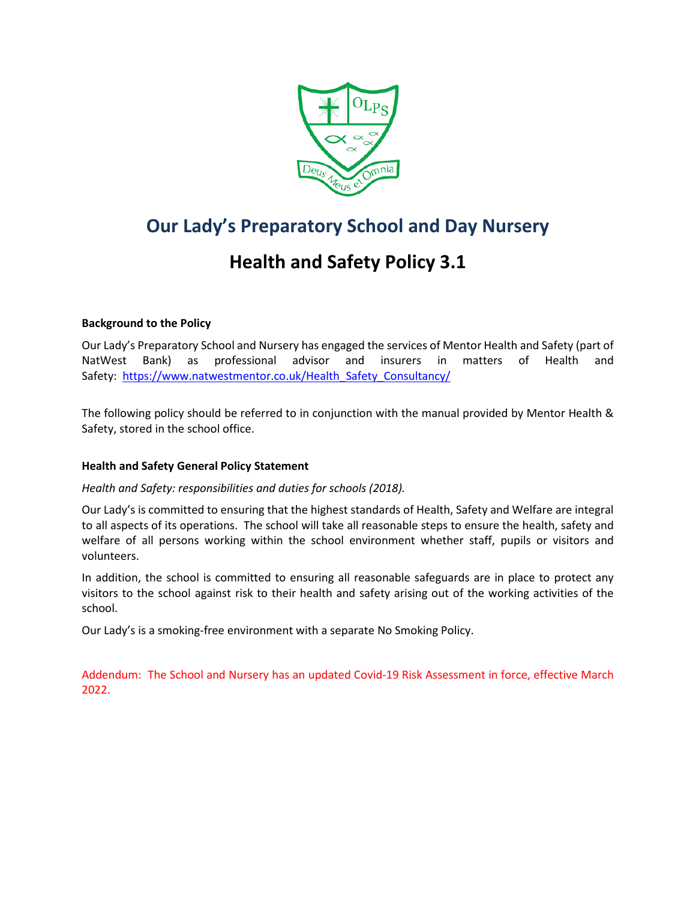# Our Lady's Preparatory School and Day Nursery

# Health and Safety Policy 3.1

**Background to the Policy**

Our Lady's Preparatory School and Nursery has engaged the services of Mentor Health and Safety (part of NatWest Bank) as professional advisor and insurers in matters of Health and Safety: https://www.natwestmentor.co.uk/Health_Safety_Consultancy/

The following policy should be referred to in conjunction with the manual provided by Mentor Health & Safety, stored in the school office.

**Health and Safety General Policy Statement**

*Health and Safety: responsibilities and duties for schools (2018).*

Our Lady's is committed to ensuring that the highest standards of Health, Safety and Welfare are integral to all aspects of its operations. The school will take all reasonable steps to ensure the health, safety and welfare of all persons working within the school environment whether staff, pupils or visitors and volunteers.

In addition, the school is committed to ensuring all reasonable safeguards are in place to protect any visitors to the school against risk to their health and safety arising out of the working activities of the school.

Our Lady's is a smoking-free environment with a separate No Smoking Policy.

Addendum: The School and Nursery has an updated Covid-19 Risk Assessment in force, effective March 2022.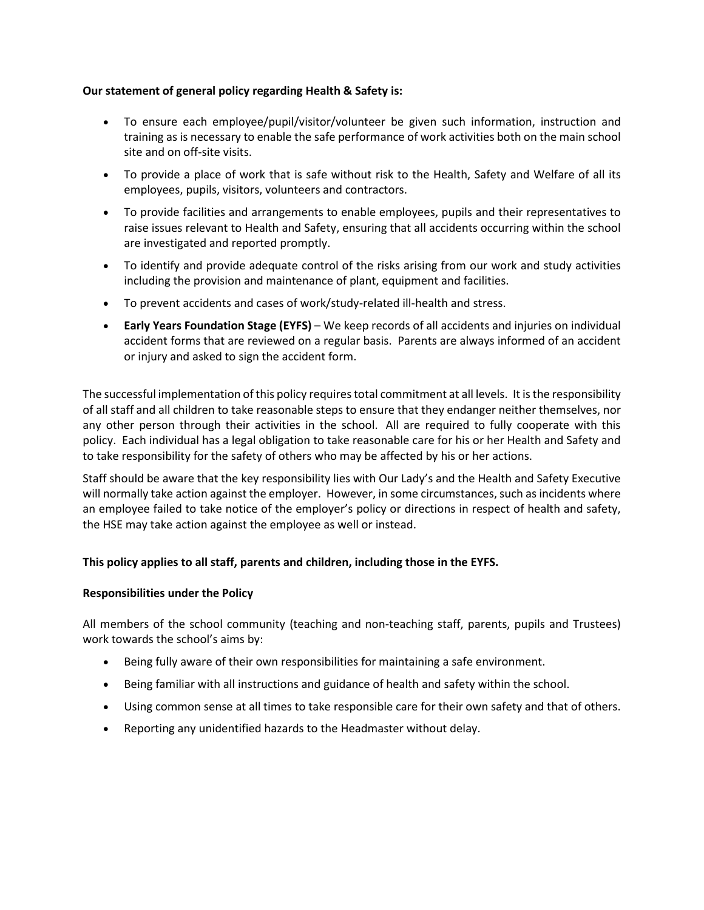**Our statement of general policy regarding Health & Safety is:**

- To ensure each employee/pupil/visitor/volunteer be given such information, instruction and training as is necessary to enable the safe performance of work activities both on the main school site and on off-site visits.
- To provide a place of work that is safe without risk to the Health, Safety and Welfare of all its employees, pupils, visitors, volunteers and contractors.
- To provide facilities and arrangements to enable employees, pupils and their representatives to raise issues relevant to Health and Safety, ensuring that all accidents occurring within the school are investigated and reported promptly.
- To identify and provide adequate control of the risks arising from our work and study activities including the provision and maintenance of plant, equipment and facilities.
- To prevent accidents and cases of work/study-related ill-health and stress.
- **Early Years Foundation Stage (EYFS)** – We keep records of all accidents and injuries on individual accident forms that are reviewed on a regular basis. Parents are always informed of an accident or injury and asked to sign the accident form.

The successful implementation of this policy requires total commitment at all levels. It is the responsibility of all staff and all children to take reasonable steps to ensure that they endanger neither themselves, nor any other person through their activities in the school. All are required to fully cooperate with this policy. Each individual has a legal obligation to take reasonable care for his or her Health and Safety and to take responsibility for the safety of others who may be affected by his or her actions.

Staff should be aware that the key responsibility lies with Our Lady's and the Health and Safety Executive will normally take action against the employer. However, in some circumstances, such as incidents where an employee failed to take notice of the employer's policy or directions in respect of health and safety, the HSE may take action against the employee as well or instead.

**This policy applies to all staff, parents and children, including those in the EYFS.**

**Responsibilities under the Policy**

All members of the school community (teaching and non-teaching staff, parents, pupils and Trustees) work towards the school's aims by:

- Being fully aware of their own responsibilities for maintaining a safe environment.
- Being familiar with all instructions and guidance of health and safety within the school.
- Using common sense at all times to take responsible care for their own safety and that of others.
- Reporting any unidentified hazards to the Headmaster without delay.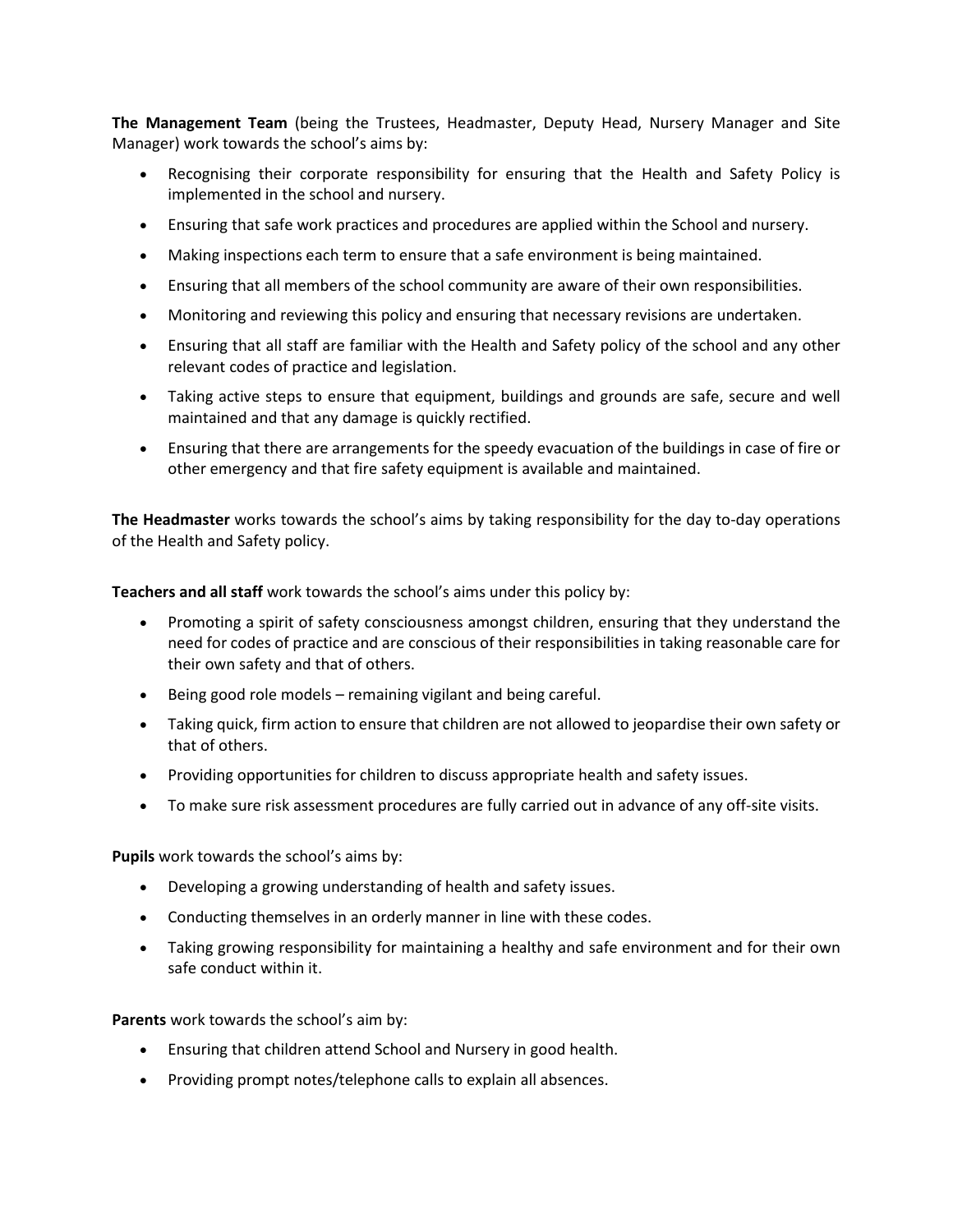**The Management Team** (being the Trustees, Headmaster, Deputy Head, Nursery Manager and Site Manager) work towards the school's aims by:

- Recognising their corporate responsibility for ensuring that the Health and Safety Policy is implemented in the school and nursery.
- Ensuring that safe work practices and procedures are applied within the School and nursery.
- Making inspections each term to ensure that a safe environment is being maintained.
- Ensuring that all members of the school community are aware of their own responsibilities.
- Monitoring and reviewing this policy and ensuring that necessary revisions are undertaken.
- Ensuring that all staff are familiar with the Health and Safety policy of the school and any other relevant codes of practice and legislation.
- Taking active steps to ensure that equipment, buildings and grounds are safe, secure and well maintained and that any damage is quickly rectified.
- Ensuring that there are arrangements for the speedy evacuation of the buildings in case of fire or other emergency and that fire safety equipment is available and maintained.

**The Headmaster** works towards the school's aims by taking responsibility for the day to-day operations of the Health and Safety policy.

**Teachers and all staff** work towards the school's aims under this policy by:

- Promoting a spirit of safety consciousness amongst children, ensuring that they understand the need for codes of practice and are conscious of their responsibilities in taking reasonable care for their own safety and that of others.
- Being good role models – remaining vigilant and being careful.
- Taking quick, firm action to ensure that children are not allowed to jeopardise their own safety or that of others.
- Providing opportunities for children to discuss appropriate health and safety issues.
- To make sure risk assessment procedures are fully carried out in advance of any off-site visits.

**Pupils** work towards the school's aims by:

- Developing a growing understanding of health and safety issues.
- Conducting themselves in an orderly manner in line with these codes.
- Taking growing responsibility for maintaining a healthy and safe environment and for their own safe conduct within it.

**Parents** work towards the school's aim by:

- Ensuring that children attend School and Nursery in good health.
- Providing prompt notes/telephone calls to explain all absences.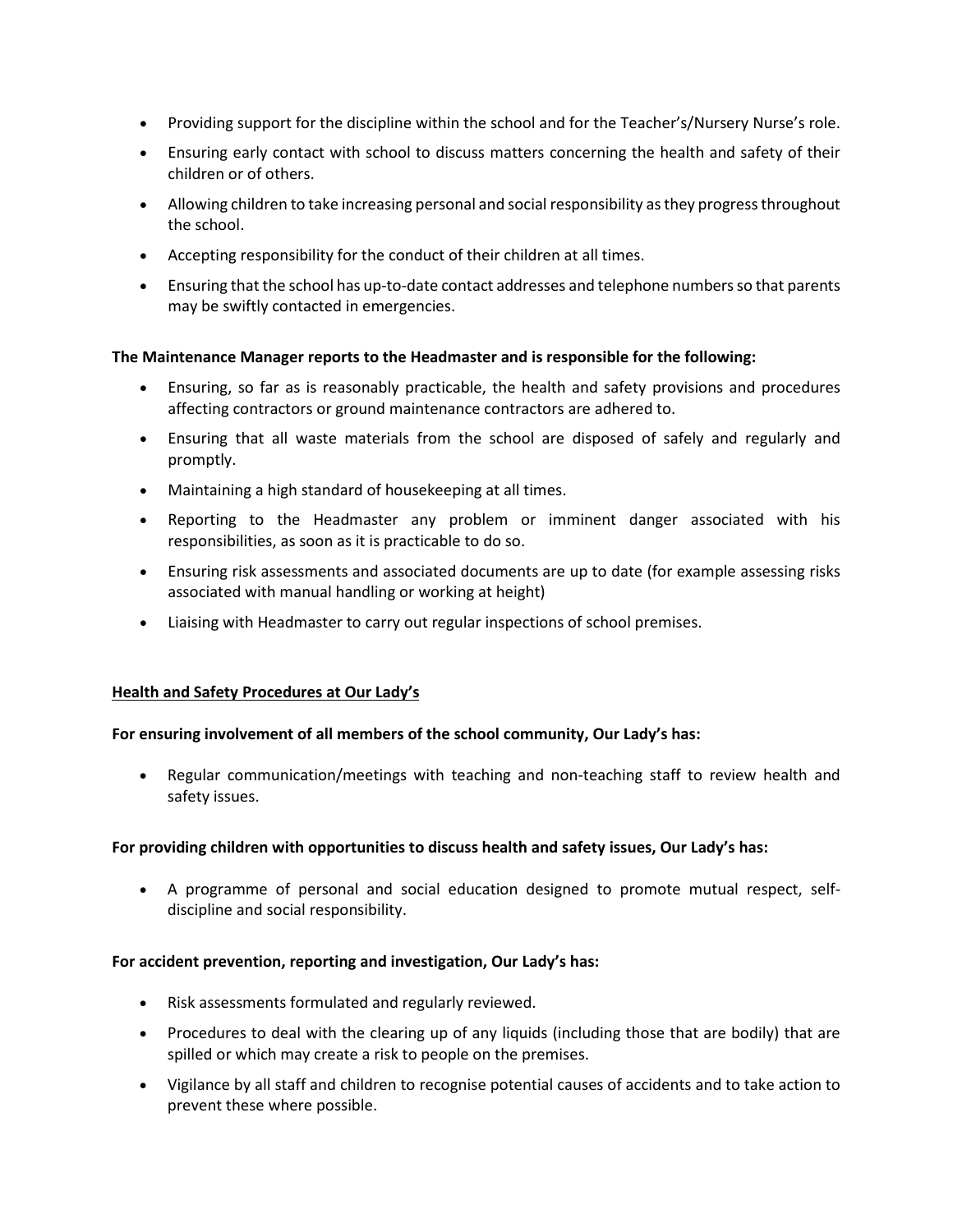- Providing support for the discipline within the school and for the Teacher's/Nursery Nurse's role.
- Ensuring early contact with school to discuss matters concerning the health and safety of their children or of others.
- Allowing children to take increasing personal and social responsibility as they progress throughout the school.
- Accepting responsibility for the conduct of their children at all times.
- Ensuring that the school has up-to-date contact addresses and telephone numbers so that parents may be swiftly contacted in emergencies.

**The Maintenance Manager reports to the Headmaster and is responsible for the following:**

- Ensuring, so far as is reasonably practicable, the health and safety provisions and procedures affecting contractors or ground maintenance contractors are adhered to.
- Ensuring that all waste materials from the school are disposed of safely and regularly and promptly.
- Maintaining a high standard of housekeeping at all times.
- Reporting to the Headmaster any problem or imminent danger associated with his responsibilities, as soon as it is practicable to do so.
- Ensuring risk assessments and associated documents are up to date (for example assessing risks associated with manual handling or working at height)
- Liaising with Headmaster to carry out regular inspections of school premises.

**Health and Safety Procedures at Our Lady's**

**For ensuring involvement of all members of the school community, Our Lady's has:**

- Regular communication/meetings with teaching and non-teaching staff to review health and safety issues.

**For providing children with opportunities to discuss health and safety issues, Our Lady's has:**

- A programme of personal and social education designed to promote mutual respect, self-discipline and social responsibility.

**For accident prevention, reporting and investigation, Our Lady's has:**

- Risk assessments formulated and regularly reviewed.
- Procedures to deal with the clearing up of any liquids (including those that are bodily) that are spilled or which may create a risk to people on the premises.
- Vigilance by all staff and children to recognise potential causes of accidents and to take action to prevent these where possible.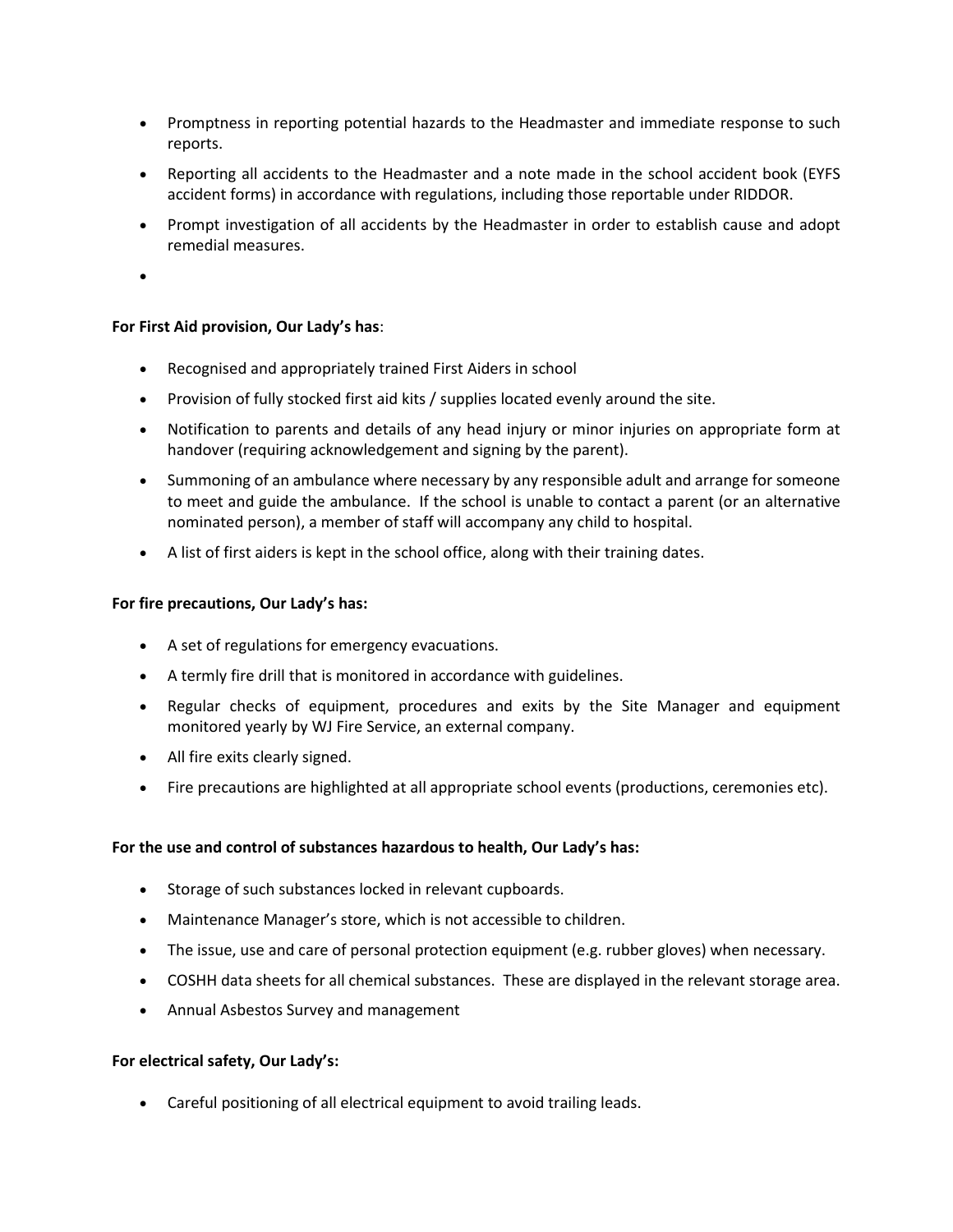- Promptness in reporting potential hazards to the Headmaster and immediate response to such reports.
- Reporting all accidents to the Headmaster and a note made in the school accident book (EYFS accident forms) in accordance with regulations, including those reportable under RIDDOR.
- Prompt investigation of all accidents by the Headmaster in order to establish cause and adopt remedial measures.
-

**For First Aid provision, Our Lady's has**:

- Recognised and appropriately trained First Aiders in school
- Provision of fully stocked first aid kits / supplies located evenly around the site.
- Notification to parents and details of any head injury or minor injuries on appropriate form at handover (requiring acknowledgement and signing by the parent).
- Summoning of an ambulance where necessary by any responsible adult and arrange for someone to meet and guide the ambulance. If the school is unable to contact a parent (or an alternative nominated person), a member of staff will accompany any child to hospital.
- A list of first aiders is kept in the school office, along with their training dates.

**For fire precautions, Our Lady's has:**

- A set of regulations for emergency evacuations.
- A termly fire drill that is monitored in accordance with guidelines.
- Regular checks of equipment, procedures and exits by the Site Manager and equipment monitored yearly by WJ Fire Service, an external company.
- All fire exits clearly signed.
- Fire precautions are highlighted at all appropriate school events (productions, ceremonies etc).

**For the use and control of substances hazardous to health, Our Lady's has:**

- Storage of such substances locked in relevant cupboards.
- Maintenance Manager's store, which is not accessible to children.
- The issue, use and care of personal protection equipment (e.g. rubber gloves) when necessary.
- COSHH data sheets for all chemical substances. These are displayed in the relevant storage area.
- Annual Asbestos Survey and management

**For electrical safety, Our Lady's:**

- Careful positioning of all electrical equipment to avoid trailing leads.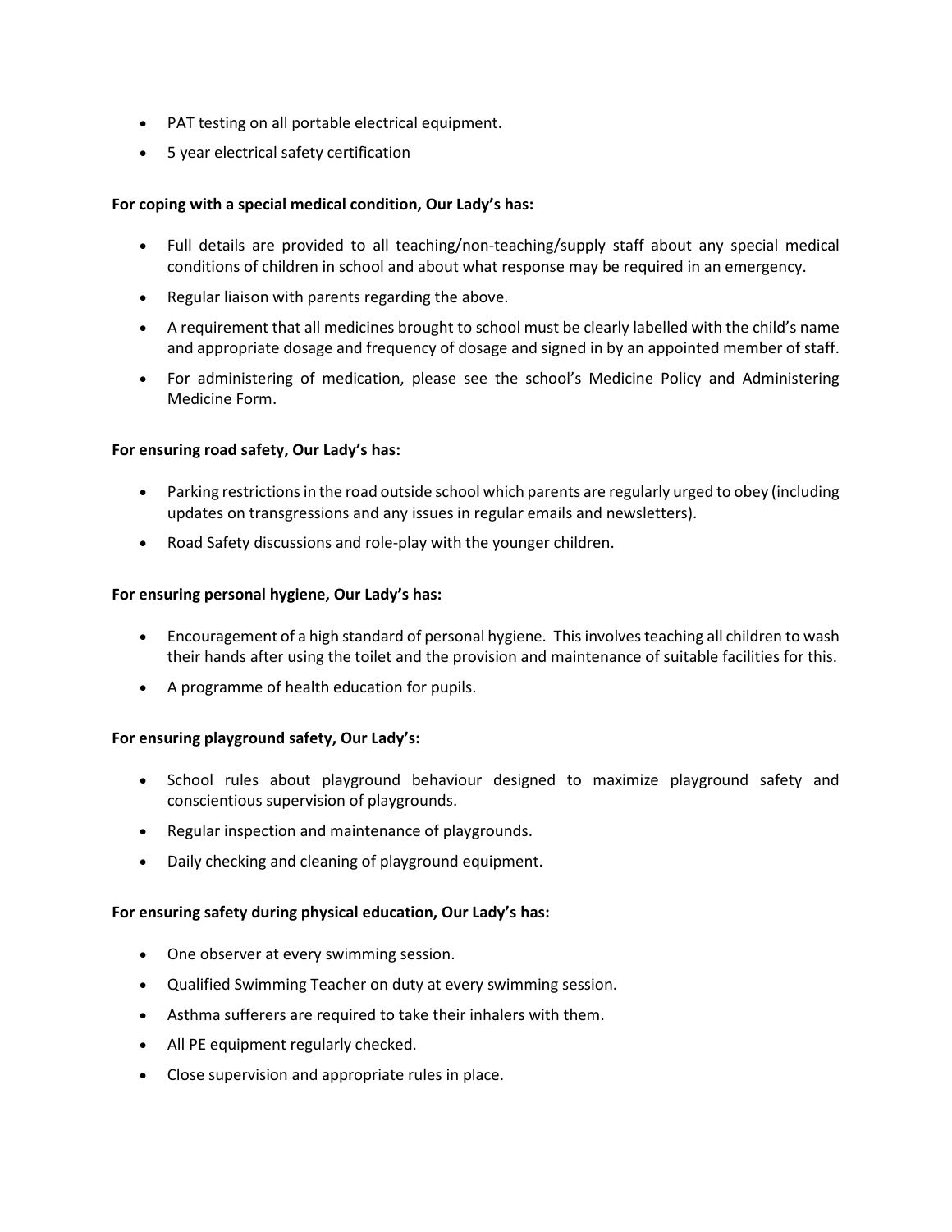- PAT testing on all portable electrical equipment.
- 5 year electrical safety certification

**For coping with a special medical condition, Our Lady's has:**

- Full details are provided to all teaching/non-teaching/supply staff about any special medical conditions of children in school and about what response may be required in an emergency.
- Regular liaison with parents regarding the above.
- A requirement that all medicines brought to school must be clearly labelled with the child's name and appropriate dosage and frequency of dosage and signed in by an appointed member of staff.
- For administering of medication, please see the school's Medicine Policy and Administering Medicine Form.

**For ensuring road safety, Our Lady's has:**

- Parking restrictions in the road outside school which parents are regularly urged to obey (including updates on transgressions and any issues in regular emails and newsletters).
- Road Safety discussions and role-play with the younger children.

**For ensuring personal hygiene, Our Lady's has:**

- Encouragement of a high standard of personal hygiene. This involves teaching all children to wash their hands after using the toilet and the provision and maintenance of suitable facilities for this.
- A programme of health education for pupils.

**For ensuring playground safety, Our Lady's:**

- School rules about playground behaviour designed to maximize playground safety and conscientious supervision of playgrounds.
- Regular inspection and maintenance of playgrounds.
- Daily checking and cleaning of playground equipment.

**For ensuring safety during physical education, Our Lady's has:**

- One observer at every swimming session.
- Qualified Swimming Teacher on duty at every swimming session.
- Asthma sufferers are required to take their inhalers with them.
- All PE equipment regularly checked.
- Close supervision and appropriate rules in place.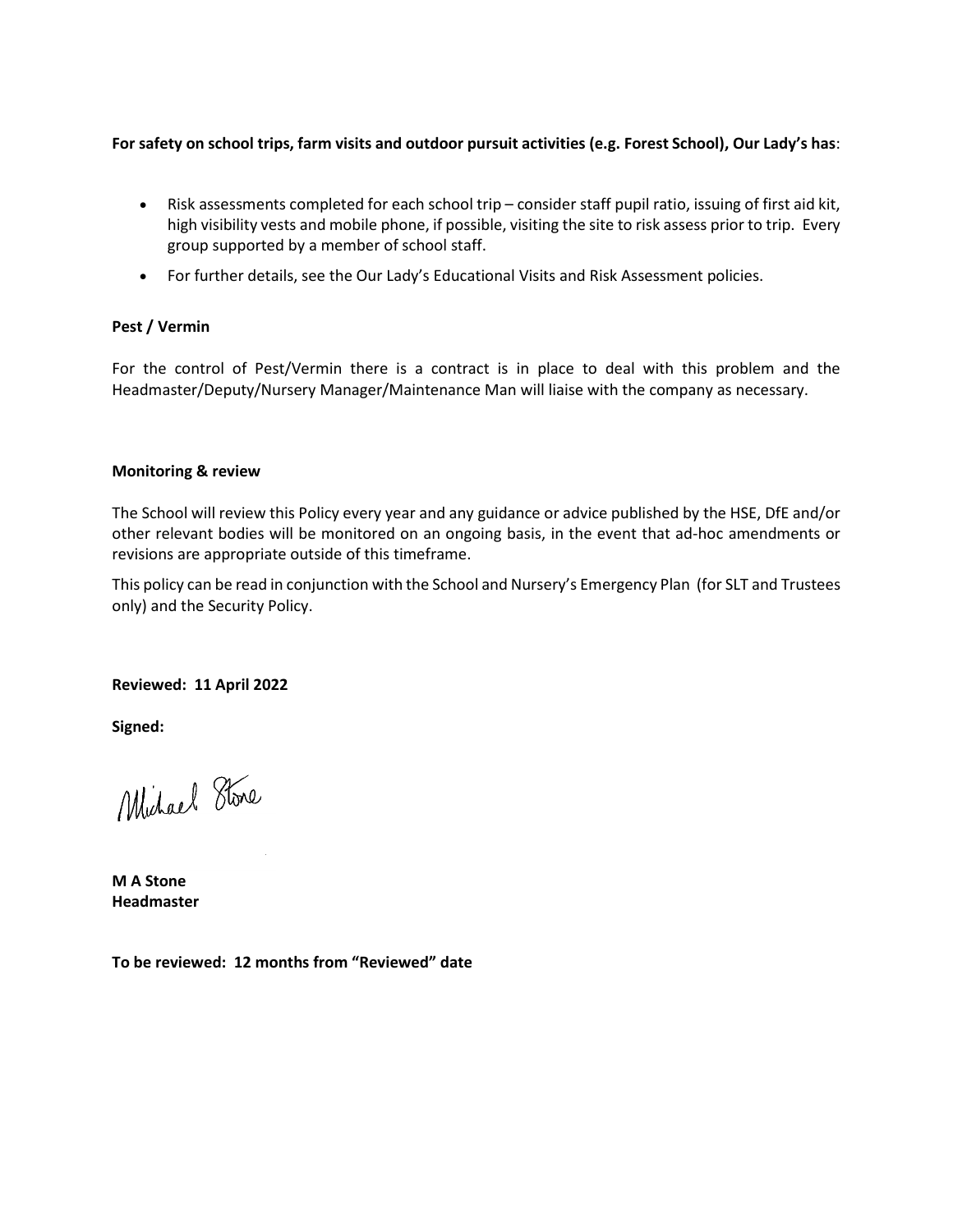**For safety on school trips, farm visits and outdoor pursuit activities (e.g. Forest School), Our Lady's has**:

- Risk assessments completed for each school trip – consider staff pupil ratio, issuing of first aid kit, high visibility vests and mobile phone, if possible, visiting the site to risk assess prior to trip. Every group supported by a member of school staff.
- For further details, see the Our Lady's Educational Visits and Risk Assessment policies.

**Pest / Vermin**

For the control of Pest/Vermin there is a contract is in place to deal with this problem and the Headmaster/Deputy/Nursery Manager/Maintenance Man will liaise with the company as necessary.

**Monitoring & review**

The School will review this Policy every year and any guidance or advice published by the HSE, DfE and/or other relevant bodies will be monitored on an ongoing basis, in the event that ad-hoc amendments or revisions are appropriate outside of this timeframe.

This policy can be read in conjunction with the School and Nursery's Emergency Plan (for SLT and Trustees only) and the Security Policy.

**Reviewed: 11 April 2022**

**Signed:**

Michael Stone

**M A Stone**
**Headmaster**

**To be reviewed: 12 months from "Reviewed" date**